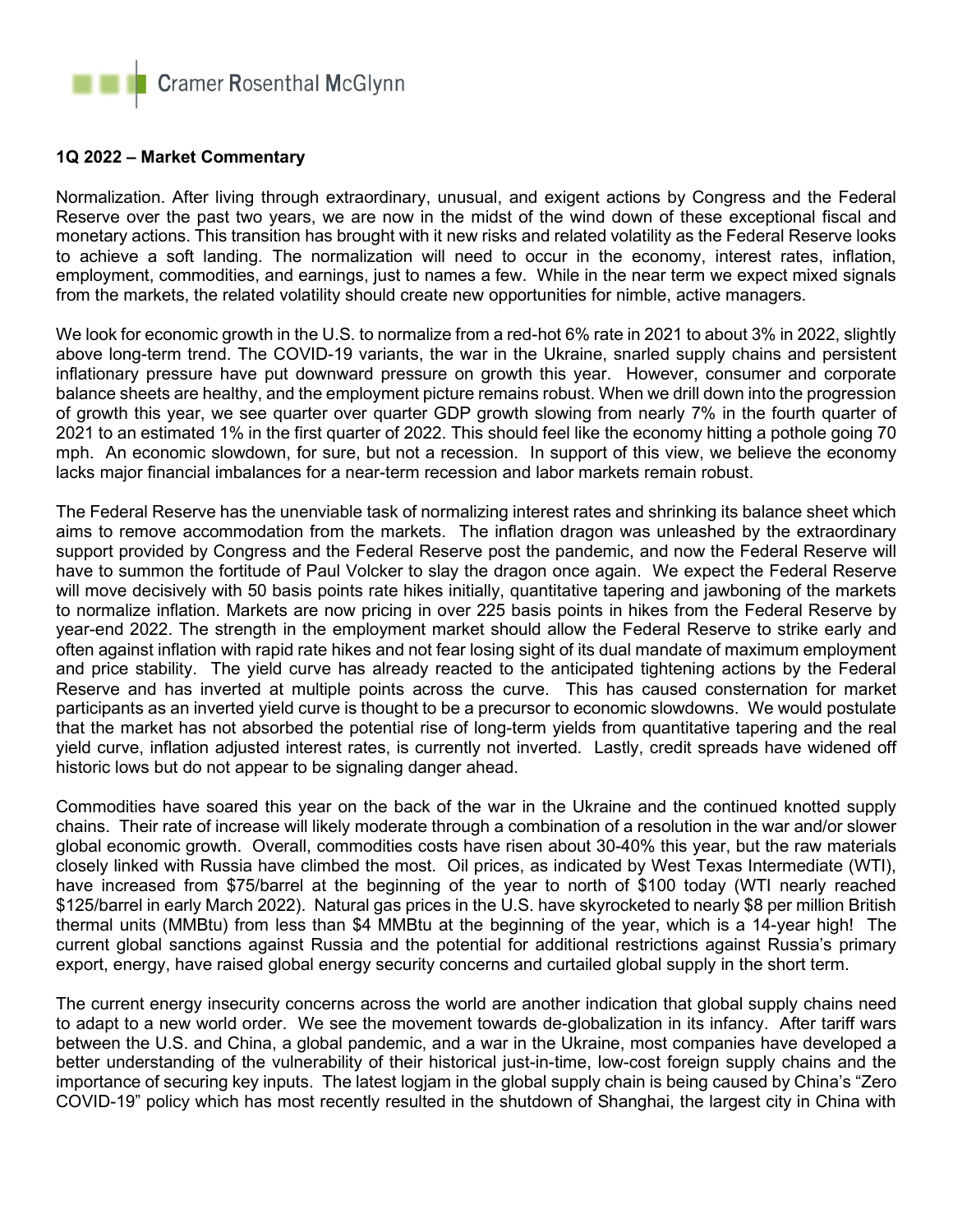Cramer Rosenthal McGlynn

**1Q 2022 – Market Commentary**

Normalization. After living through extraordinary, unusual, and exigent actions by Congress and the Federal Reserve over the past two years, we are now in the midst of the wind down of these exceptional fiscal and monetary actions. This transition has brought with it new risks and related volatility as the Federal Reserve looks to achieve a soft landing. The normalization will need to occur in the economy, interest rates, inflation, employment, commodities, and earnings, just to names a few. While in the near term we expect mixed signals from the markets, the related volatility should create new opportunities for nimble, active managers.

We look for economic growth in the U.S. to normalize from a red-hot 6% rate in 2021 to about 3% in 2022, slightly above long-term trend. The COVID-19 variants, the war in the Ukraine, snarled supply chains and persistent inflationary pressure have put downward pressure on growth this year. However, consumer and corporate balance sheets are healthy, and the employment picture remains robust. When we drill down into the progression of growth this year, we see quarter over quarter GDP growth slowing from nearly 7% in the fourth quarter of 2021 to an estimated 1% in the first quarter of 2022. This should feel like the economy hitting a pothole going 70 mph. An economic slowdown, for sure, but not a recession. In support of this view, we believe the economy lacks major financial imbalances for a near-term recession and labor markets remain robust.

The Federal Reserve has the unenviable task of normalizing interest rates and shrinking its balance sheet which aims to remove accommodation from the markets. The inflation dragon was unleashed by the extraordinary support provided by Congress and the Federal Reserve post the pandemic, and now the Federal Reserve will have to summon the fortitude of Paul Volcker to slay the dragon once again. We expect the Federal Reserve will move decisively with 50 basis points rate hikes initially, quantitative tapering and jawboning of the markets to normalize inflation. Markets are now pricing in over 225 basis points in hikes from the Federal Reserve by year-end 2022. The strength in the employment market should allow the Federal Reserve to strike early and often against inflation with rapid rate hikes and not fear losing sight of its dual mandate of maximum employment and price stability. The yield curve has already reacted to the anticipated tightening actions by the Federal Reserve and has inverted at multiple points across the curve. This has caused consternation for market participants as an inverted yield curve is thought to be a precursor to economic slowdowns. We would postulate that the market has not absorbed the potential rise of long-term yields from quantitative tapering and the real yield curve, inflation adjusted interest rates, is currently not inverted. Lastly, credit spreads have widened off historic lows but do not appear to be signaling danger ahead.

Commodities have soared this year on the back of the war in the Ukraine and the continued knotted supply chains. Their rate of increase will likely moderate through a combination of a resolution in the war and/or slower global economic growth. Overall, commodities costs have risen about 30-40% this year, but the raw materials closely linked with Russia have climbed the most. Oil prices, as indicated by West Texas Intermediate (WTI), have increased from $75/barrel at the beginning of the year to north of $100 today (WTI nearly reached $125/barrel in early March 2022). Natural gas prices in the U.S. have skyrocketed to nearly $8 per million British thermal units (MMBtu) from less than $4 MMBtu at the beginning of the year, which is a 14-year high! The current global sanctions against Russia and the potential for additional restrictions against Russia's primary export, energy, have raised global energy security concerns and curtailed global supply in the short term.

The current energy insecurity concerns across the world are another indication that global supply chains need to adapt to a new world order. We see the movement towards de-globalization in its infancy. After tariff wars between the U.S. and China, a global pandemic, and a war in the Ukraine, most companies have developed a better understanding of the vulnerability of their historical just-in-time, low-cost foreign supply chains and the importance of securing key inputs. The latest logjam in the global supply chain is being caused by China's "Zero COVID-19" policy which has most recently resulted in the shutdown of Shanghai, the largest city in China with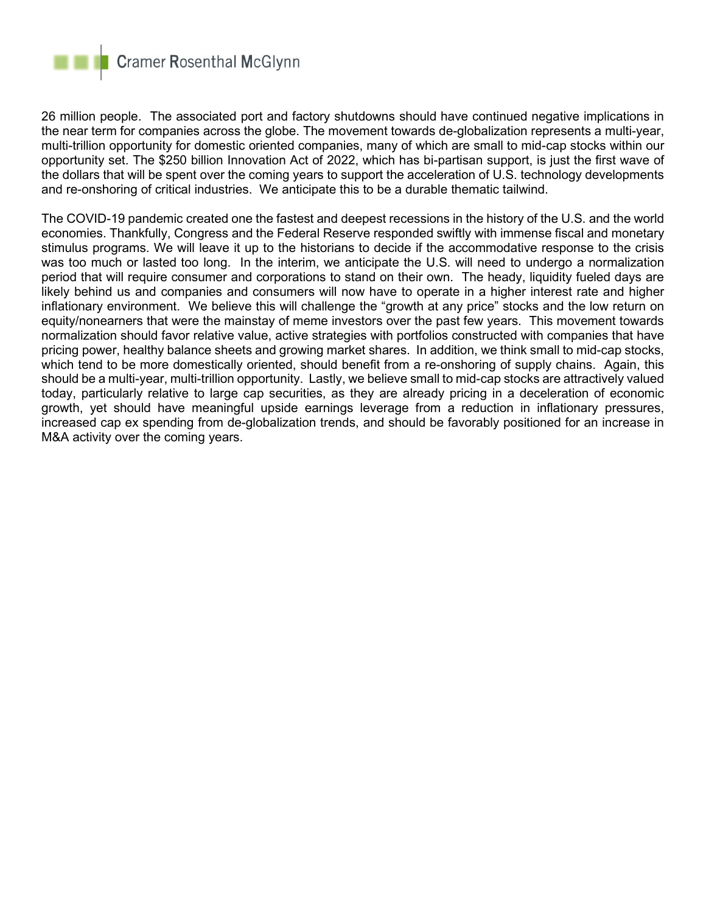26 million people. The associated port and factory shutdowns should have continued negative implications in the near term for companies across the globe. The movement towards de-globalization represents a multi-year, multi-trillion opportunity for domestic oriented companies, many of which are small to mid-cap stocks within our opportunity set. The $250 billion Innovation Act of 2022, which has bi-partisan support, is just the first wave of the dollars that will be spent over the coming years to support the acceleration of U.S. technology developments and re-onshoring of critical industries. We anticipate this to be a durable thematic tailwind.

The COVID-19 pandemic created one the fastest and deepest recessions in the history of the U.S. and the world economies. Thankfully, Congress and the Federal Reserve responded swiftly with immense fiscal and monetary stimulus programs. We will leave it up to the historians to decide if the accommodative response to the crisis was too much or lasted too long. In the interim, we anticipate the U.S. will need to undergo a normalization period that will require consumer and corporations to stand on their own. The heady, liquidity fueled days are likely behind us and companies and consumers will now have to operate in a higher interest rate and higher inflationary environment. We believe this will challenge the "growth at any price" stocks and the low return on equity/nonearners that were the mainstay of meme investors over the past few years. This movement towards normalization should favor relative value, active strategies with portfolios constructed with companies that have pricing power, healthy balance sheets and growing market shares. In addition, we think small to mid-cap stocks, which tend to be more domestically oriented, should benefit from a re-onshoring of supply chains. Again, this should be a multi-year, multi-trillion opportunity. Lastly, we believe small to mid-cap stocks are attractively valued today, particularly relative to large cap securities, as they are already pricing in a deceleration of economic growth, yet should have meaningful upside earnings leverage from a reduction in inflationary pressures, increased cap ex spending from de-globalization trends, and should be favorably positioned for an increase in M&A activity over the coming years.